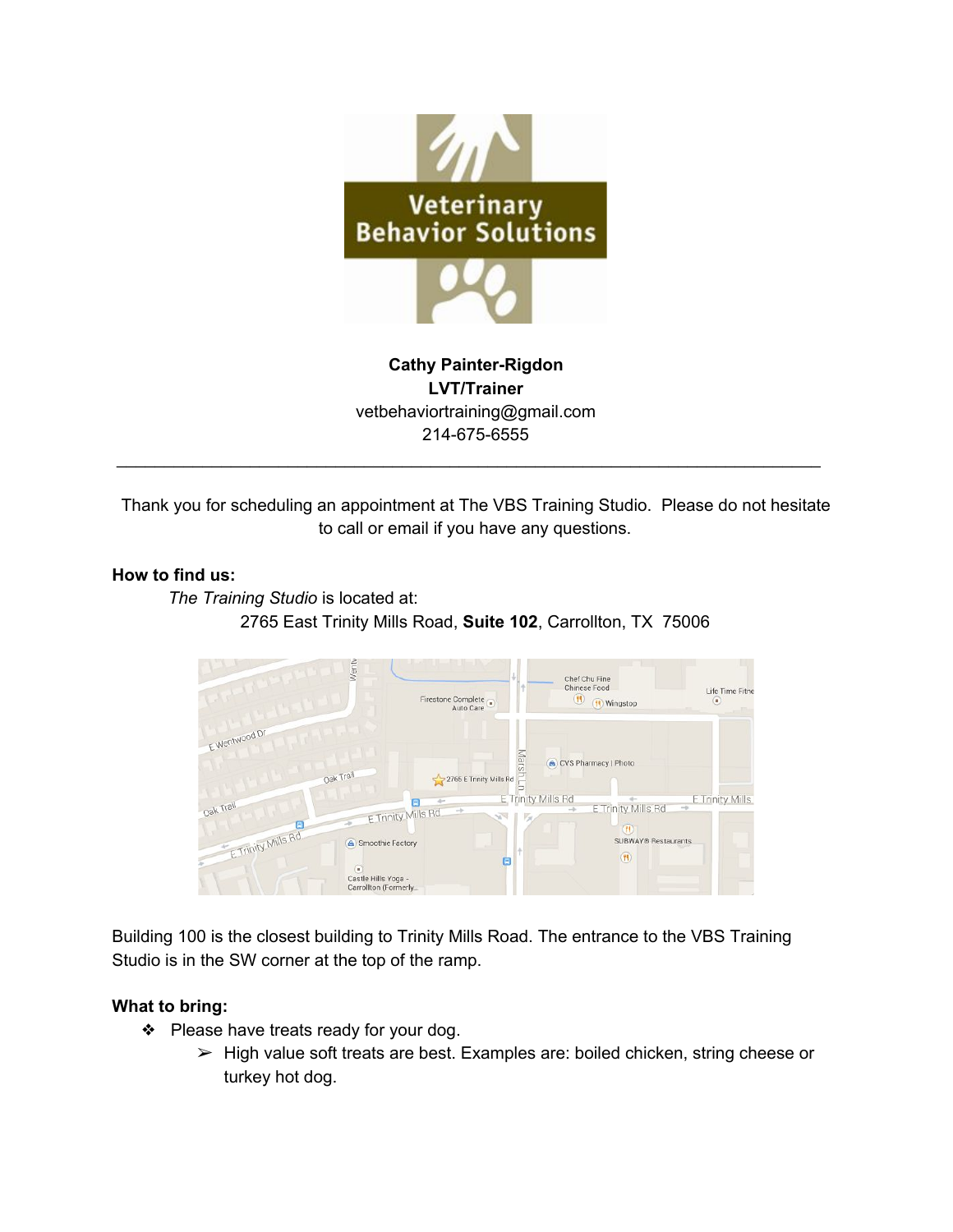**Cathy Painter-Rigdon**
**LVT/Trainer**
vetbehaviortraining@gmail.com
214-675-6555

---

Thank you for scheduling an appointment at The VBS Training Studio. Please do not hesitate to call or email if you have any questions.

**How to find us:**

*The Training Studio* is located at:

2765 East Trinity Mills Road, **Suite 102**, Carrollton, TX 75006

Building 100 is the closest building to Trinity Mills Road. The entrance to the VBS Training Studio is in the SW corner at the top of the ramp.

**What to bring:**

- Please have treats ready for your dog.
  - High value soft treats are best. Examples are: boiled chicken, string cheese or turkey hot dog.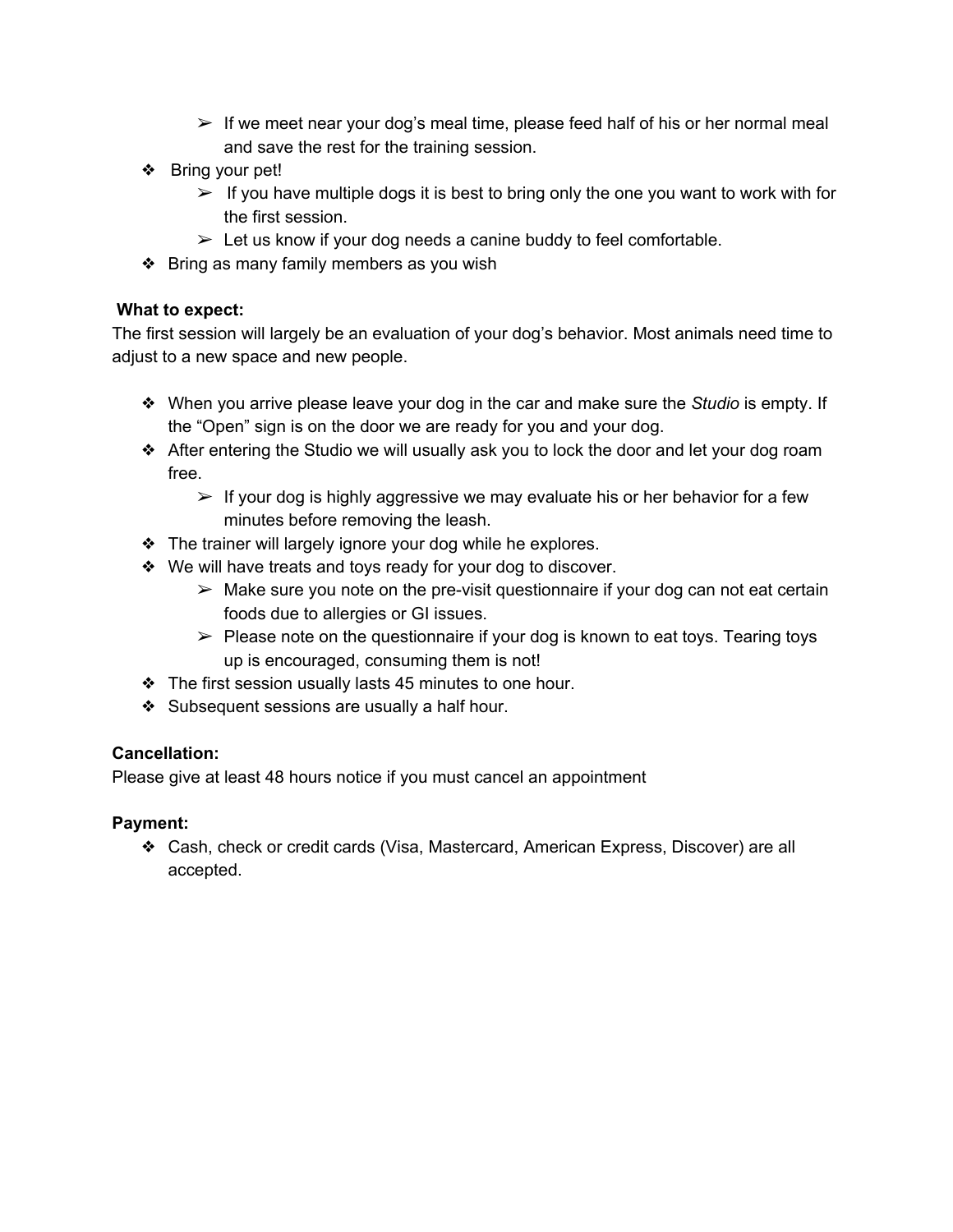- If we meet near your dog's meal time, please feed half of his or her normal meal and save the rest for the training session.
- Bring your pet!
  - If you have multiple dogs it is best to bring only the one you want to work with for the first session.
  - Let us know if your dog needs a canine buddy to feel comfortable.
- Bring as many family members as you wish

**What to expect:**

The first session will largely be an evaluation of your dog's behavior. Most animals need time to adjust to a new space and new people.

- When you arrive please leave your dog in the car and make sure the *Studio* is empty. If the "Open" sign is on the door we are ready for you and your dog.
- After entering the Studio we will usually ask you to lock the door and let your dog roam free.
  - If your dog is highly aggressive we may evaluate his or her behavior for a few minutes before removing the leash.
- The trainer will largely ignore your dog while he explores.
- We will have treats and toys ready for your dog to discover.
  - Make sure you note on the pre-visit questionnaire if your dog can not eat certain foods due to allergies or GI issues.
  - Please note on the questionnaire if your dog is known to eat toys. Tearing toys up is encouraged, consuming them is not!
- The first session usually lasts 45 minutes to one hour.
- Subsequent sessions are usually a half hour.

**Cancellation:**

Please give at least 48 hours notice if you must cancel an appointment

**Payment:**

- Cash, check or credit cards (Visa, Mastercard, American Express, Discover) are all accepted.